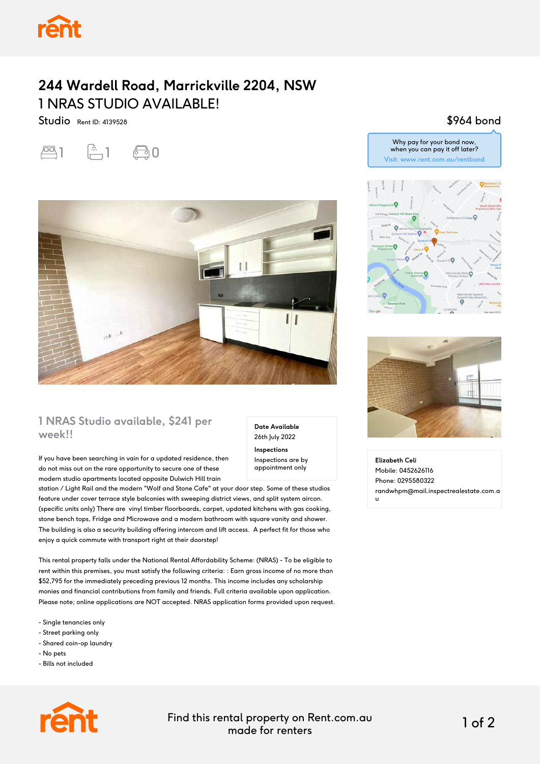# 244 Wardell Road, Marrickville 2204, NSW

## 1 NRAS STUDIO AVAILABLE!

Studio Rent ID: 4139528

$964 bond

Why pay for your bond now, when you can pay it off later?
Visit: www.rent.com.au/rentbond

1 1 0

### 1 NRAS Studio available, $241 per week!!

**Date Available**
26th July 2022

**Inspections**
Inspections are by appointment only

If you have been searching in vain for a updated residence, then do not miss out on the rare opportunity to secure one of these modern studio apartments located opposite Dulwich Hill train station / Light Rail and the modern "Wolf and Stone Cafe" at your door step. Some of these studios feature under cover terrace style balconies with sweeping district views, and split system aircon. (specific units only) There are vinyl timber floorboards, carpet, updated kitchens with gas cooking, stone bench tops, Fridge and Microwave and a modern bathroom with square vanity and shower. The building is also a security building offering intercom and lift access. A perfect fit for those who enjoy a quick commute with transport right at their doorstep!

This rental property falls under the National Rental Affordability Scheme: (NRAS) - To be eligible to rent within this premises, you must satisfy the following criteria: : Earn gross income of no more than $52,795 for the immediately preceding previous 12 months. This income includes any scholarship monies and financial contributions from family and friends. Full criteria available upon application. Please note; online applications are NOT accepted. NRAS application forms provided upon request.

- Single tenancies only
- Street parking only
- Shared coin-op laundry
- No pets
- Bills not included

**Elizabeth Celi**
Mobile: 0452626116
Phone: 0295580322
randwhpm@mail.inspectrealestate.com.au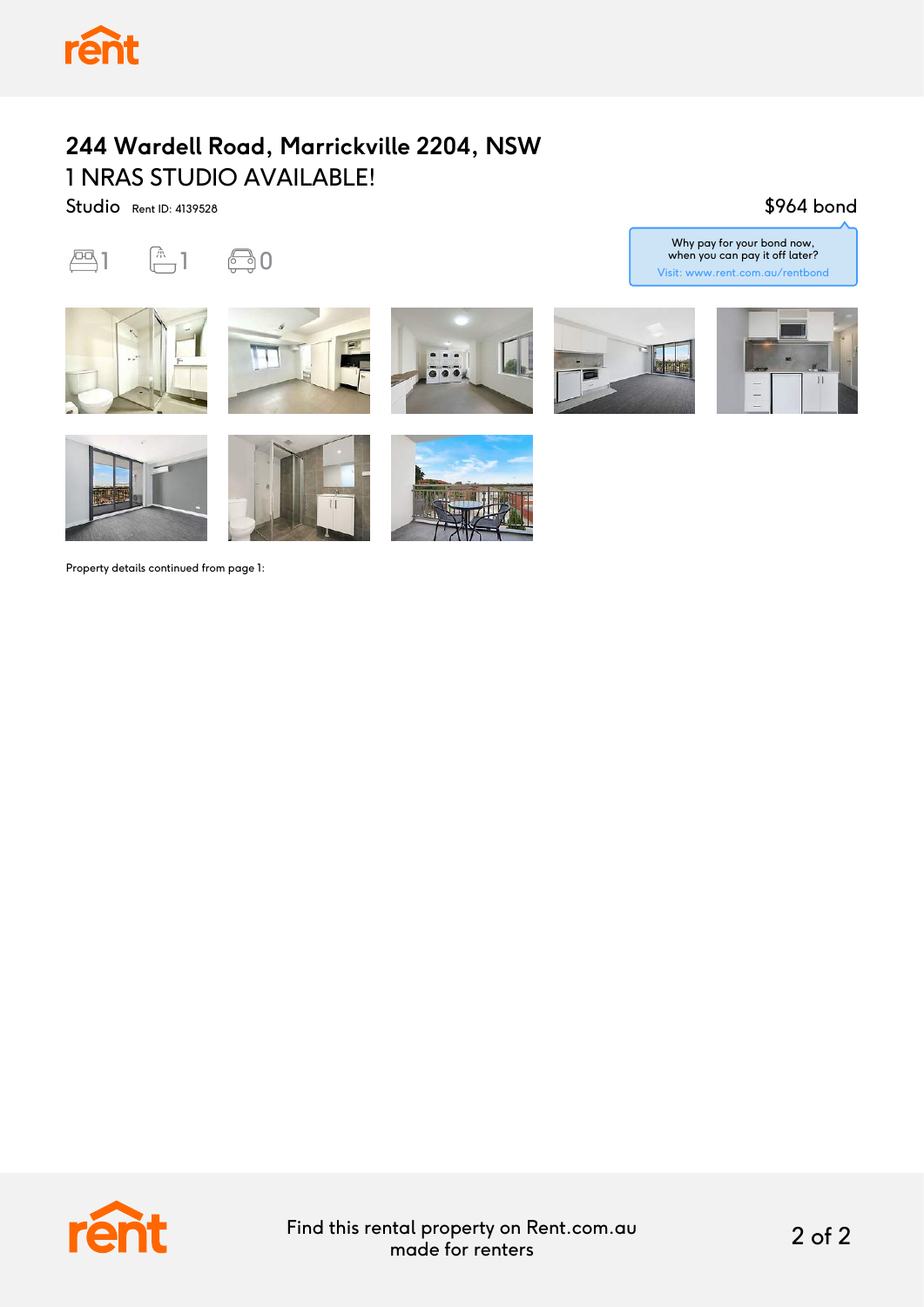# 244 Wardell Road, Marrickville 2204, NSW

1 NRAS STUDIO AVAILABLE!

Studio Rent ID: 4139528

$964 bond

Why pay for your bond now, when you can pay it off later?
Visit: www.rent.com.au/rentbond

1 1 0

Property details continued from page 1:

Find this rental property on Rent.com.au made for renters